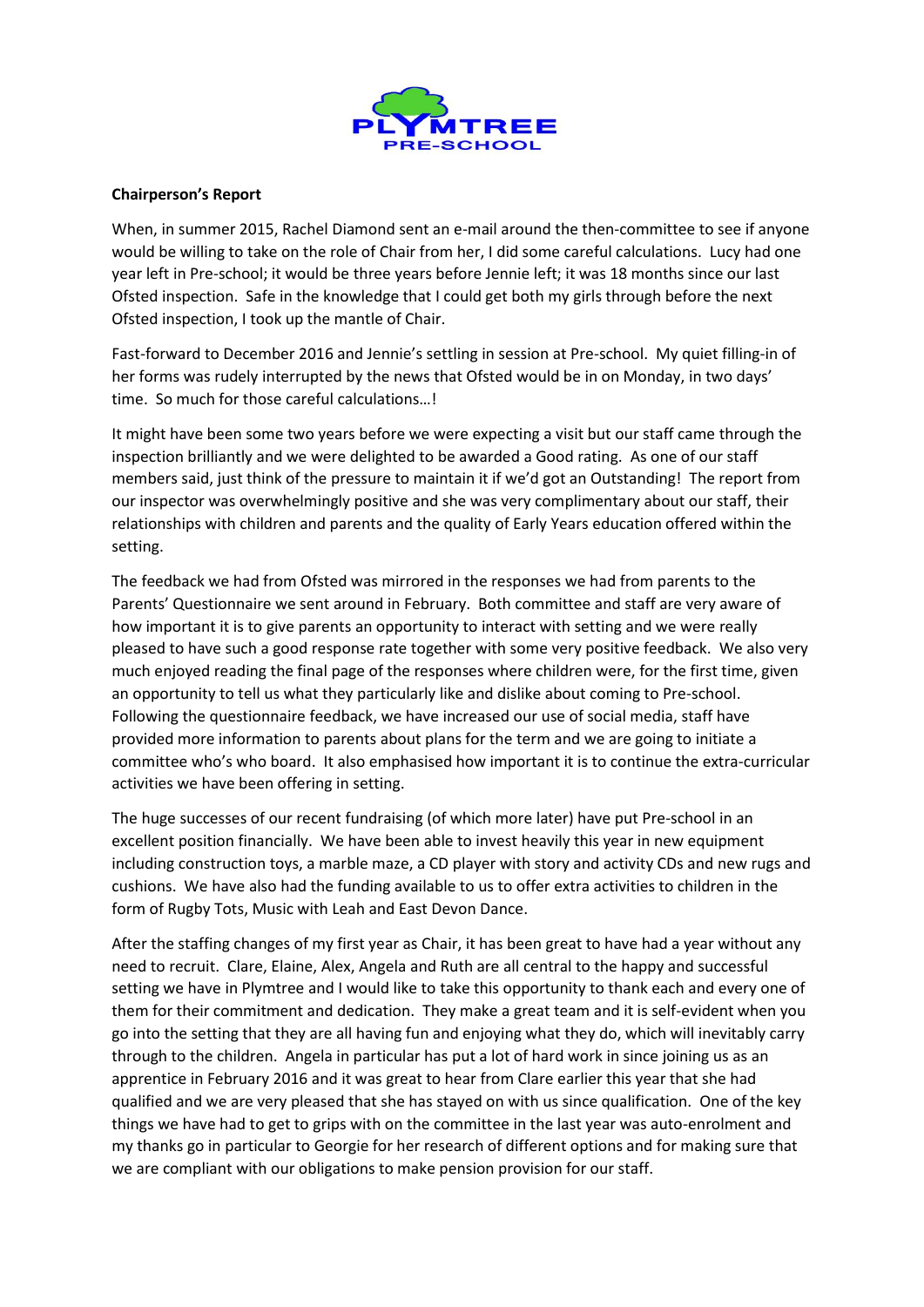**Chairperson's Report**

When, in summer 2015, Rachel Diamond sent an e-mail around the then-committee to see if anyone would be willing to take on the role of Chair from her, I did some careful calculations. Lucy had one year left in Pre-school; it would be three years before Jennie left; it was 18 months since our last Ofsted inspection. Safe in the knowledge that I could get both my girls through before the next Ofsted inspection, I took up the mantle of Chair.

Fast-forward to December 2016 and Jennie's settling in session at Pre-school. My quiet filling-in of her forms was rudely interrupted by the news that Ofsted would be in on Monday, in two days' time. So much for those careful calculations…!

It might have been some two years before we were expecting a visit but our staff came through the inspection brilliantly and we were delighted to be awarded a Good rating. As one of our staff members said, just think of the pressure to maintain it if we'd got an Outstanding! The report from our inspector was overwhelmingly positive and she was very complimentary about our staff, their relationships with children and parents and the quality of Early Years education offered within the setting.

The feedback we had from Ofsted was mirrored in the responses we had from parents to the Parents' Questionnaire we sent around in February. Both committee and staff are very aware of how important it is to give parents an opportunity to interact with setting and we were really pleased to have such a good response rate together with some very positive feedback. We also very much enjoyed reading the final page of the responses where children were, for the first time, given an opportunity to tell us what they particularly like and dislike about coming to Pre-school. Following the questionnaire feedback, we have increased our use of social media, staff have provided more information to parents about plans for the term and we are going to initiate a committee who's who board. It also emphasised how important it is to continue the extra-curricular activities we have been offering in setting.

The huge successes of our recent fundraising (of which more later) have put Pre-school in an excellent position financially. We have been able to invest heavily this year in new equipment including construction toys, a marble maze, a CD player with story and activity CDs and new rugs and cushions. We have also had the funding available to us to offer extra activities to children in the form of Rugby Tots, Music with Leah and East Devon Dance.

After the staffing changes of my first year as Chair, it has been great to have had a year without any need to recruit. Clare, Elaine, Alex, Angela and Ruth are all central to the happy and successful setting we have in Plymtree and I would like to take this opportunity to thank each and every one of them for their commitment and dedication. They make a great team and it is self-evident when you go into the setting that they are all having fun and enjoying what they do, which will inevitably carry through to the children. Angela in particular has put a lot of hard work in since joining us as an apprentice in February 2016 and it was great to hear from Clare earlier this year that she had qualified and we are very pleased that she has stayed on with us since qualification. One of the key things we have had to get to grips with on the committee in the last year was auto-enrolment and my thanks go in particular to Georgie for her research of different options and for making sure that we are compliant with our obligations to make pension provision for our staff.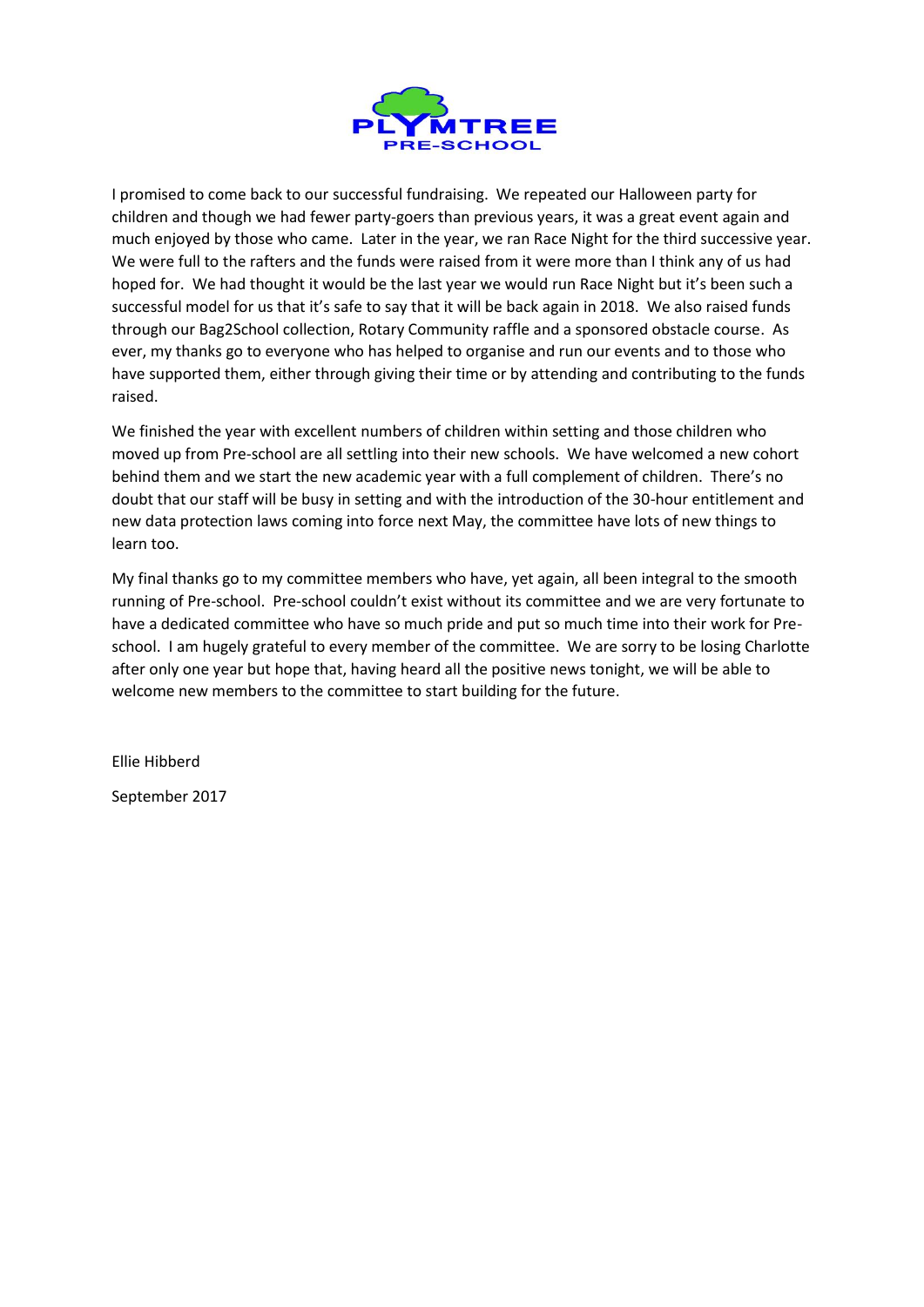I promised to come back to our successful fundraising. We repeated our Halloween party for children and though we had fewer party-goers than previous years, it was a great event again and much enjoyed by those who came. Later in the year, we ran Race Night for the third successive year. We were full to the rafters and the funds were raised from it were more than I think any of us had hoped for. We had thought it would be the last year we would run Race Night but it's been such a successful model for us that it's safe to say that it will be back again in 2018. We also raised funds through our Bag2School collection, Rotary Community raffle and a sponsored obstacle course. As ever, my thanks go to everyone who has helped to organise and run our events and to those who have supported them, either through giving their time or by attending and contributing to the funds raised.

We finished the year with excellent numbers of children within setting and those children who moved up from Pre-school are all settling into their new schools. We have welcomed a new cohort behind them and we start the new academic year with a full complement of children. There's no doubt that our staff will be busy in setting and with the introduction of the 30-hour entitlement and new data protection laws coming into force next May, the committee have lots of new things to learn too.

My final thanks go to my committee members who have, yet again, all been integral to the smooth running of Pre-school. Pre-school couldn't exist without its committee and we are very fortunate to have a dedicated committee who have so much pride and put so much time into their work for Pre-school. I am hugely grateful to every member of the committee. We are sorry to be losing Charlotte after only one year but hope that, having heard all the positive news tonight, we will be able to welcome new members to the committee to start building for the future.

Ellie Hibberd

September 2017